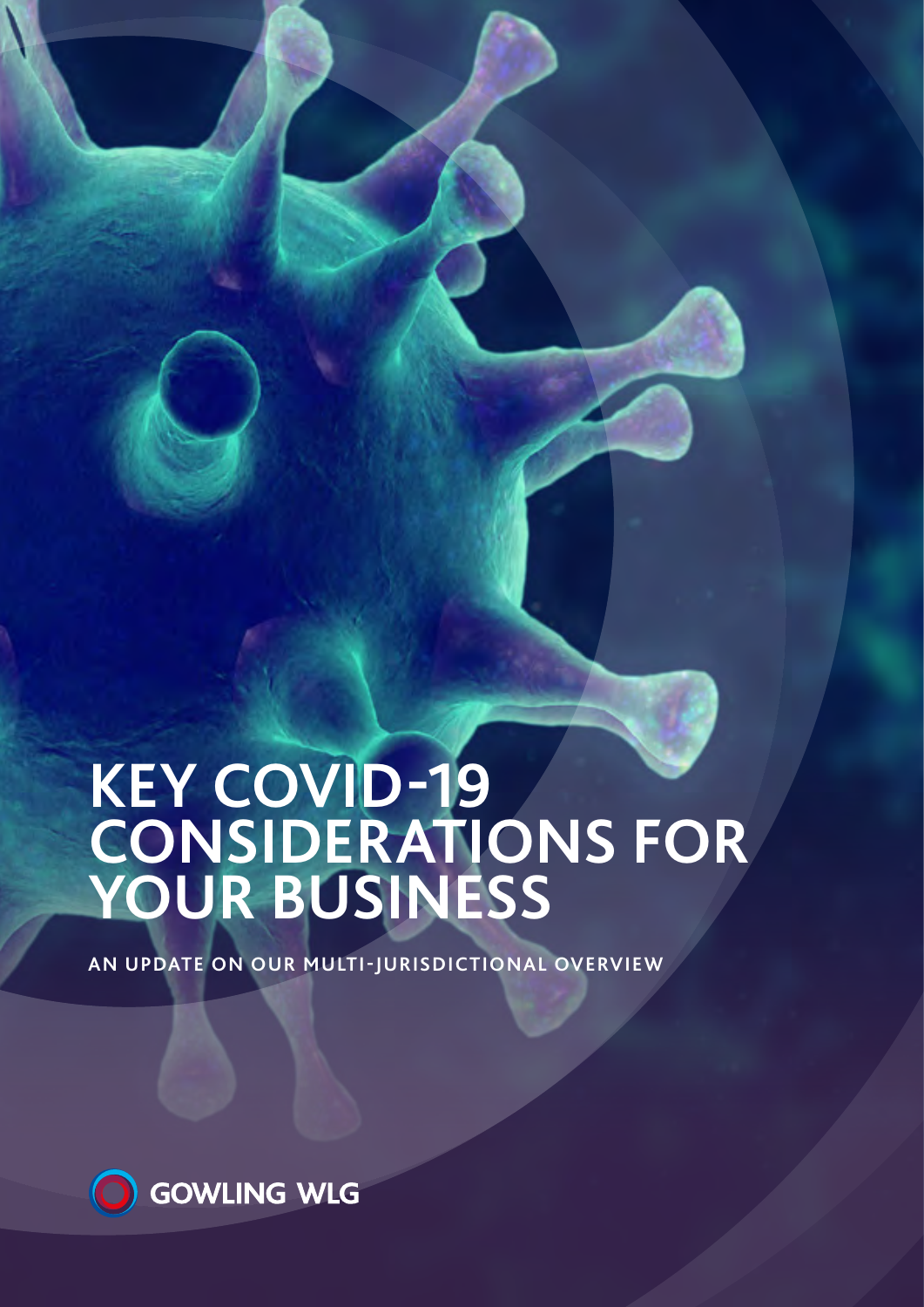# KEY COVID-19 CONSIDERATIONS FOR YOUR BUSINESS

AN UPDATE ON OUR MULTI-JURISDICTIONAL OVERVIEW

GOWLING WLG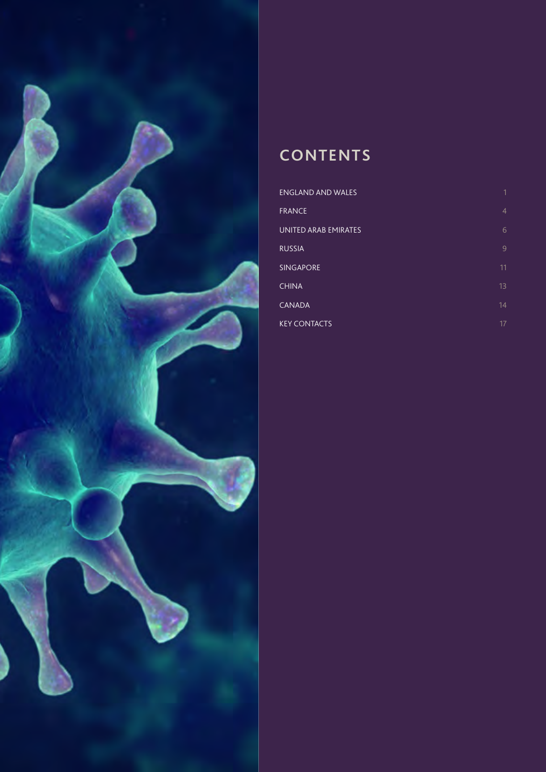# CONTENTS

| | |
|---|---|
| ENGLAND AND WALES | 1 |
| FRANCE | 4 |
| UNITED ARAB EMIRATES | 6 |
| RUSSIA | 9 |
| SINGAPORE | 11 |
| CHINA | 13 |
| CANADA | 14 |
| KEY CONTACTS | 17 |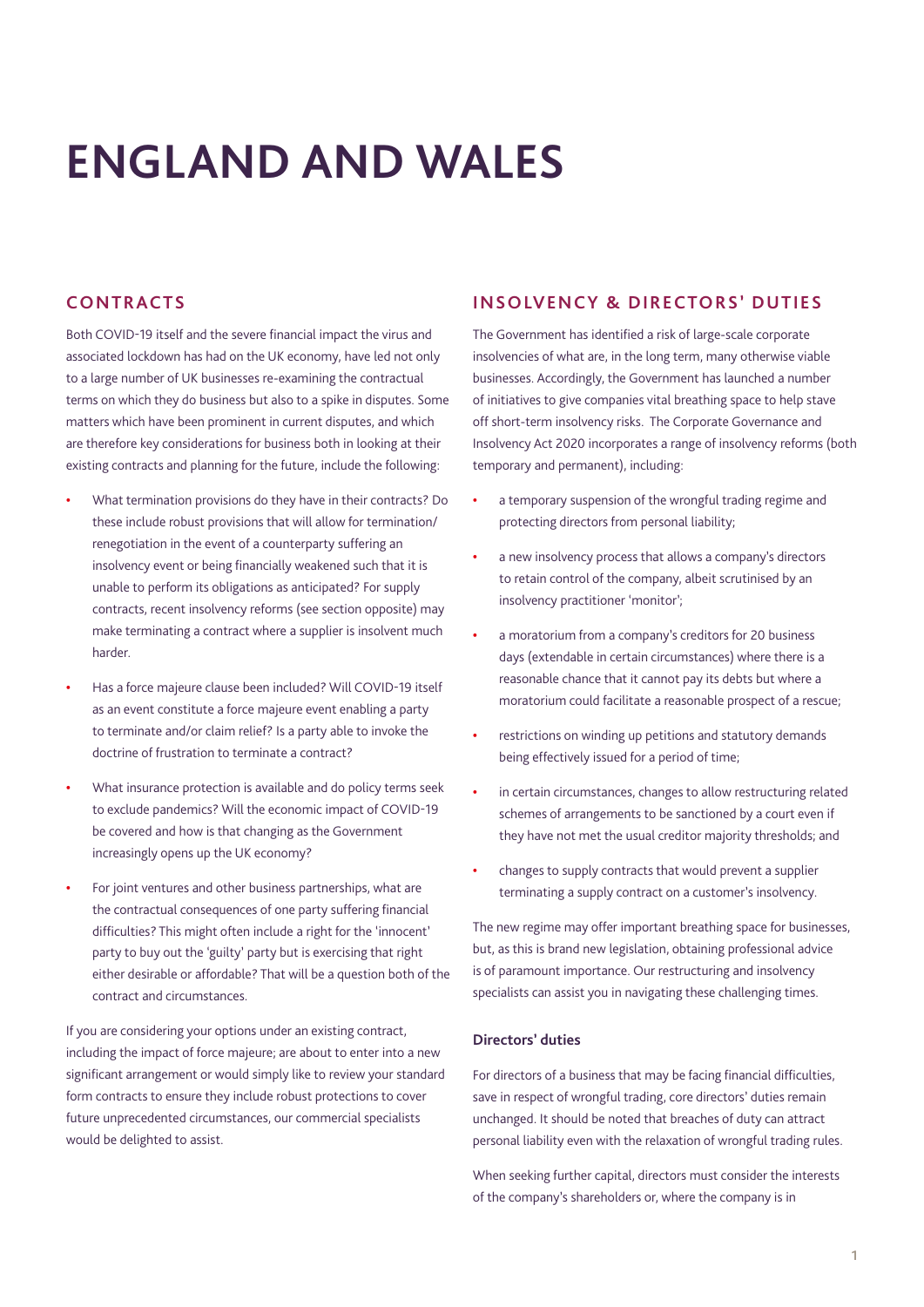# ENGLAND AND WALES

## CONTRACTS

Both COVID-19 itself and the severe financial impact the virus and associated lockdown has had on the UK economy, have led not only to a large number of UK businesses re-examining the contractual terms on which they do business but also to a spike in disputes. Some matters which have been prominent in current disputes, and which are therefore key considerations for business both in looking at their existing contracts and planning for the future, include the following:

- What termination provisions do they have in their contracts? Do these include robust provisions that will allow for termination/renegotiation in the event of a counterparty suffering an insolvency event or being financially weakened such that it is unable to perform its obligations as anticipated? For supply contracts, recent insolvency reforms (see section opposite) may make terminating a contract where a supplier is insolvent much harder.
- Has a force majeure clause been included? Will COVID-19 itself as an event constitute a force majeure event enabling a party to terminate and/or claim relief? Is a party able to invoke the doctrine of frustration to terminate a contract?
- What insurance protection is available and do policy terms seek to exclude pandemics? Will the economic impact of COVID-19 be covered and how is that changing as the Government increasingly opens up the UK economy?
- For joint ventures and other business partnerships, what are the contractual consequences of one party suffering financial difficulties? This might often include a right for the 'innocent' party to buy out the 'guilty' party but is exercising that right either desirable or affordable? That will be a question both of the contract and circumstances.

If you are considering your options under an existing contract, including the impact of force majeure; are about to enter into a new significant arrangement or would simply like to review your standard form contracts to ensure they include robust protections to cover future unprecedented circumstances, our commercial specialists would be delighted to assist.

## INSOLVENCY & DIRECTORS' DUTIES

The Government has identified a risk of large-scale corporate insolvencies of what are, in the long term, many otherwise viable businesses. Accordingly, the Government has launched a number of initiatives to give companies vital breathing space to help stave off short-term insolvency risks. The Corporate Governance and Insolvency Act 2020 incorporates a range of insolvency reforms (both temporary and permanent), including:

- a temporary suspension of the wrongful trading regime and protecting directors from personal liability;
- a new insolvency process that allows a company's directors to retain control of the company, albeit scrutinised by an insolvency practitioner 'monitor';
- a moratorium from a company's creditors for 20 business days (extendable in certain circumstances) where there is a reasonable chance that it cannot pay its debts but where a moratorium could facilitate a reasonable prospect of a rescue;
- restrictions on winding up petitions and statutory demands being effectively issued for a period of time;
- in certain circumstances, changes to allow restructuring related schemes of arrangements to be sanctioned by a court even if they have not met the usual creditor majority thresholds; and
- changes to supply contracts that would prevent a supplier terminating a supply contract on a customer's insolvency.

The new regime may offer important breathing space for businesses, but, as this is brand new legislation, obtaining professional advice is of paramount importance. Our restructuring and insolvency specialists can assist you in navigating these challenging times.

### Directors' duties

For directors of a business that may be facing financial difficulties, save in respect of wrongful trading, core directors' duties remain unchanged. It should be noted that breaches of duty can attract personal liability even with the relaxation of wrongful trading rules.

When seeking further capital, directors must consider the interests of the company's shareholders or, where the company is in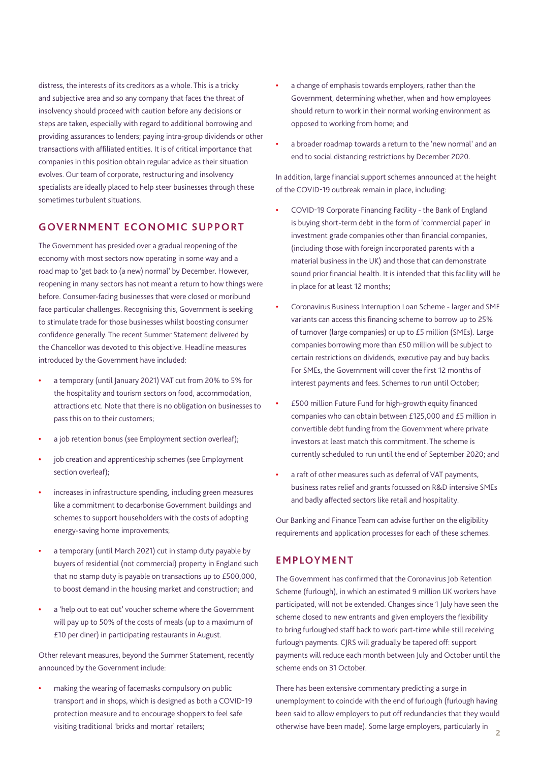distress, the interests of its creditors as a whole. This is a tricky and subjective area and so any company that faces the threat of insolvency should proceed with caution before any decisions or steps are taken, especially with regard to additional borrowing and providing assurances to lenders; paying intra-group dividends or other transactions with affiliated entities. It is of critical importance that companies in this position obtain regular advice as their situation evolves. Our team of corporate, restructuring and insolvency specialists are ideally placed to help steer businesses through these sometimes turbulent situations.

## GOVERNMENT ECONOMIC SUPPORT

The Government has presided over a gradual reopening of the economy with most sectors now operating in some way and a road map to 'get back to (a new) normal' by December. However, reopening in many sectors has not meant a return to how things were before. Consumer-facing businesses that were closed or moribund face particular challenges. Recognising this, Government is seeking to stimulate trade for those businesses whilst boosting consumer confidence generally. The recent Summer Statement delivered by the Chancellor was devoted to this objective. Headline measures introduced by the Government have included:

- a temporary (until January 2021) VAT cut from 20% to 5% for the hospitality and tourism sectors on food, accommodation, attractions etc. Note that there is no obligation on businesses to pass this on to their customers;
- a job retention bonus (see Employment section overleaf);
- job creation and apprenticeship schemes (see Employment section overleaf);
- increases in infrastructure spending, including green measures like a commitment to decarbonise Government buildings and schemes to support householders with the costs of adopting energy-saving home improvements;
- a temporary (until March 2021) cut in stamp duty payable by buyers of residential (not commercial) property in England such that no stamp duty is payable on transactions up to £500,000, to boost demand in the housing market and construction; and
- a 'help out to eat out' voucher scheme where the Government will pay up to 50% of the costs of meals (up to a maximum of £10 per diner) in participating restaurants in August.

Other relevant measures, beyond the Summer Statement, recently announced by the Government include:

- making the wearing of facemasks compulsory on public transport and in shops, which is designed as both a COVID-19 protection measure and to encourage shoppers to feel safe visiting traditional 'bricks and mortar' retailers;
- a change of emphasis towards employers, rather than the Government, determining whether, when and how employees should return to work in their normal working environment as opposed to working from home; and
- a broader roadmap towards a return to the 'new normal' and an end to social distancing restrictions by December 2020.

In addition, large financial support schemes announced at the height of the COVID-19 outbreak remain in place, including:

- COVID-19 Corporate Financing Facility - the Bank of England is buying short-term debt in the form of 'commercial paper' in investment grade companies other than financial companies, (including those with foreign incorporated parents with a material business in the UK) and those that can demonstrate sound prior financial health. It is intended that this facility will be in place for at least 12 months;
- Coronavirus Business Interruption Loan Scheme - larger and SME variants can access this financing scheme to borrow up to 25% of turnover (large companies) or up to £5 million (SMEs). Large companies borrowing more than £50 million will be subject to certain restrictions on dividends, executive pay and buy backs. For SMEs, the Government will cover the first 12 months of interest payments and fees. Schemes to run until October;
- £500 million Future Fund for high-growth equity financed companies who can obtain between £125,000 and £5 million in convertible debt funding from the Government where private investors at least match this commitment. The scheme is currently scheduled to run until the end of September 2020; and
- a raft of other measures such as deferral of VAT payments, business rates relief and grants focussed on R&D intensive SMEs and badly affected sectors like retail and hospitality.

Our Banking and Finance Team can advise further on the eligibility requirements and application processes for each of these schemes.

## EMPLOYMENT

The Government has confirmed that the Coronavirus Job Retention Scheme (furlough), in which an estimated 9 million UK workers have participated, will not be extended. Changes since 1 July have seen the scheme closed to new entrants and given employers the flexibility to bring furloughed staff back to work part-time while still receiving furlough payments. CJRS will gradually be tapered off: support payments will reduce each month between July and October until the scheme ends on 31 October.

There has been extensive commentary predicting a surge in unemployment to coincide with the end of furlough (furlough having been said to allow employers to put off redundancies that they would otherwise have been made). Some large employers, particularly in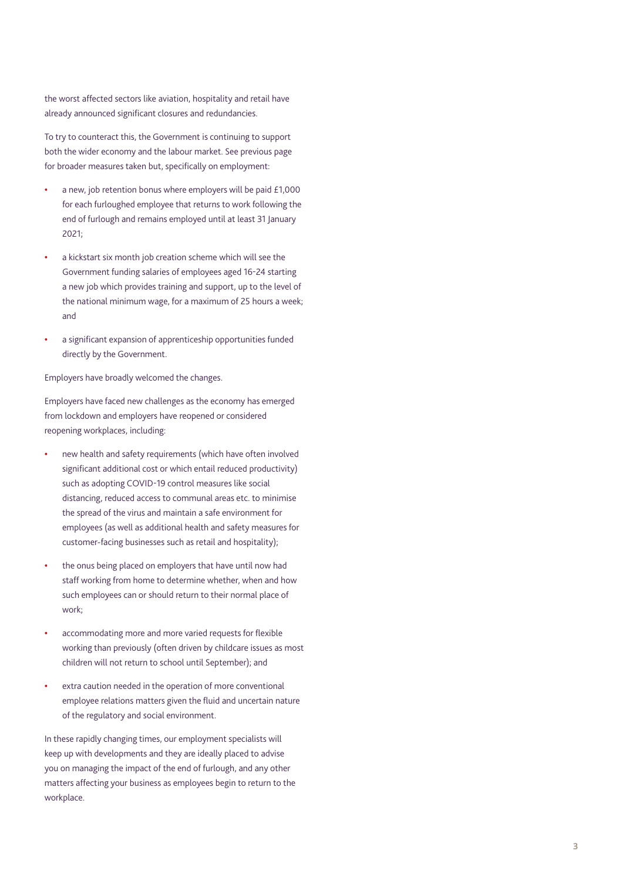the worst affected sectors like aviation, hospitality and retail have already announced significant closures and redundancies.

To try to counteract this, the Government is continuing to support both the wider economy and the labour market. See previous page for broader measures taken but, specifically on employment:

- a new, job retention bonus where employers will be paid £1,000 for each furloughed employee that returns to work following the end of furlough and remains employed until at least 31 January 2021;
- a kickstart six month job creation scheme which will see the Government funding salaries of employees aged 16-24 starting a new job which provides training and support, up to the level of the national minimum wage, for a maximum of 25 hours a week; and
- a significant expansion of apprenticeship opportunities funded directly by the Government.

Employers have broadly welcomed the changes.

Employers have faced new challenges as the economy has emerged from lockdown and employers have reopened or considered reopening workplaces, including:

- new health and safety requirements (which have often involved significant additional cost or which entail reduced productivity) such as adopting COVID-19 control measures like social distancing, reduced access to communal areas etc. to minimise the spread of the virus and maintain a safe environment for employees (as well as additional health and safety measures for customer-facing businesses such as retail and hospitality);
- the onus being placed on employers that have until now had staff working from home to determine whether, when and how such employees can or should return to their normal place of work;
- accommodating more and more varied requests for flexible working than previously (often driven by childcare issues as most children will not return to school until September); and
- extra caution needed in the operation of more conventional employee relations matters given the fluid and uncertain nature of the regulatory and social environment.

In these rapidly changing times, our employment specialists will keep up with developments and they are ideally placed to advise you on managing the impact of the end of furlough, and any other matters affecting your business as employees begin to return to the workplace.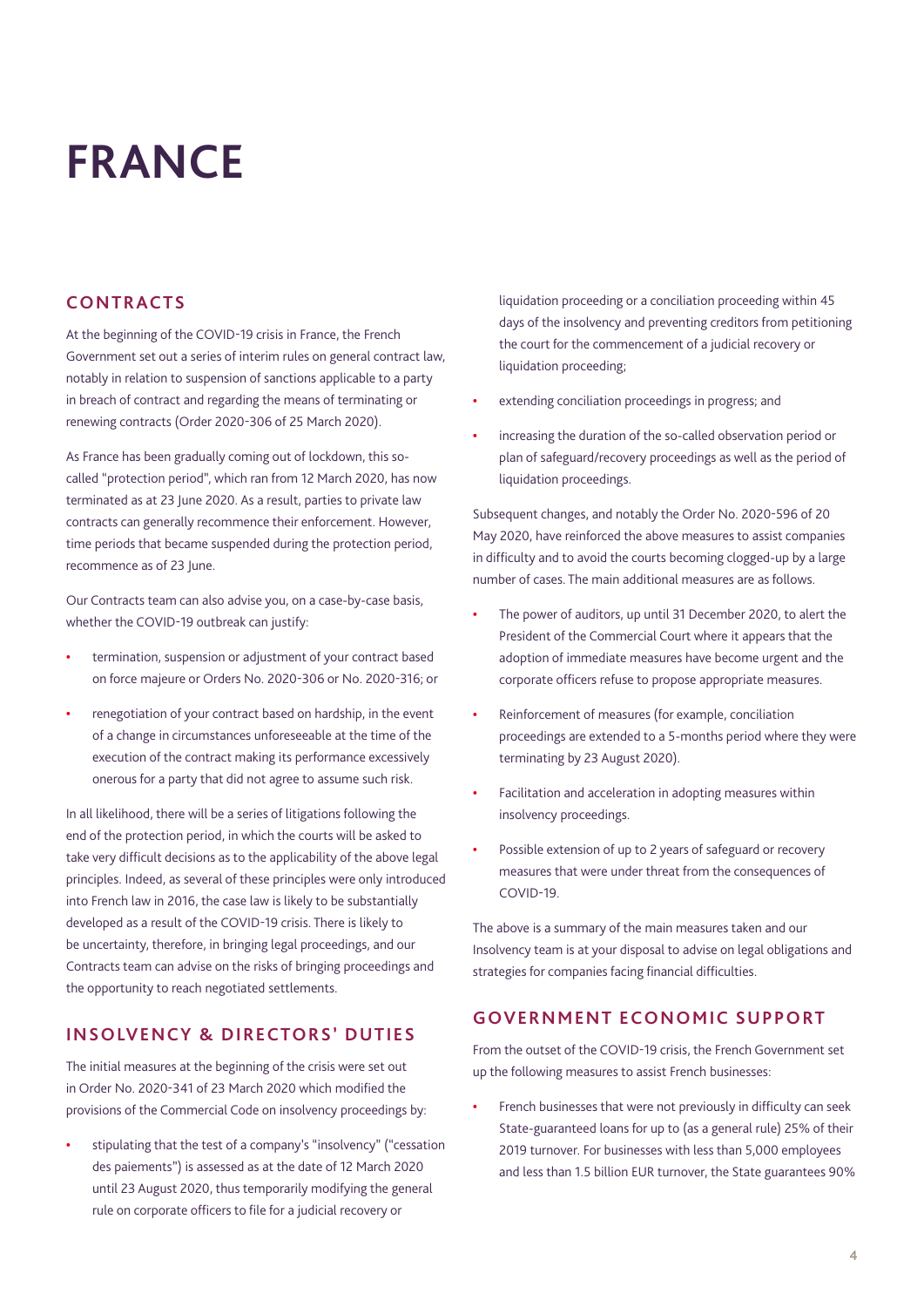# FRANCE

## CONTRACTS

At the beginning of the COVID-19 crisis in France, the French Government set out a series of interim rules on general contract law, notably in relation to suspension of sanctions applicable to a party in breach of contract and regarding the means of terminating or renewing contracts (Order 2020-306 of 25 March 2020).

As France has been gradually coming out of lockdown, this so-called "protection period", which ran from 12 March 2020, has now terminated as at 23 June 2020. As a result, parties to private law contracts can generally recommence their enforcement. However, time periods that became suspended during the protection period, recommence as of 23 June.

Our Contracts team can also advise you, on a case-by-case basis, whether the COVID-19 outbreak can justify:

- termination, suspension or adjustment of your contract based on force majeure or Orders No. 2020-306 or No. 2020-316; or
- renegotiation of your contract based on hardship, in the event of a change in circumstances unforeseeable at the time of the execution of the contract making its performance excessively onerous for a party that did not agree to assume such risk.

In all likelihood, there will be a series of litigations following the end of the protection period, in which the courts will be asked to take very difficult decisions as to the applicability of the above legal principles. Indeed, as several of these principles were only introduced into French law in 2016, the case law is likely to be substantially developed as a result of the COVID-19 crisis. There is likely to be uncertainty, therefore, in bringing legal proceedings, and our Contracts team can advise on the risks of bringing proceedings and the opportunity to reach negotiated settlements.

## INSOLVENCY & DIRECTORS' DUTIES

The initial measures at the beginning of the crisis were set out in Order No. 2020-341 of 23 March 2020 which modified the provisions of the Commercial Code on insolvency proceedings by:

- stipulating that the test of a company's "insolvency" ("cessation des paiements") is assessed as at the date of 12 March 2020 until 23 August 2020, thus temporarily modifying the general rule on corporate officers to file for a judicial recovery or liquidation proceeding or a conciliation proceeding within 45 days of the insolvency and preventing creditors from petitioning the court for the commencement of a judicial recovery or liquidation proceeding;
- extending conciliation proceedings in progress; and
- increasing the duration of the so-called observation period or plan of safeguard/recovery proceedings as well as the period of liquidation proceedings.

Subsequent changes, and notably the Order No. 2020-596 of 20 May 2020, have reinforced the above measures to assist companies in difficulty and to avoid the courts becoming clogged-up by a large number of cases. The main additional measures are as follows.

- The power of auditors, up until 31 December 2020, to alert the President of the Commercial Court where it appears that the adoption of immediate measures have become urgent and the corporate officers refuse to propose appropriate measures.
- Reinforcement of measures (for example, conciliation proceedings are extended to a 5-months period where they were terminating by 23 August 2020).
- Facilitation and acceleration in adopting measures within insolvency proceedings.
- Possible extension of up to 2 years of safeguard or recovery measures that were under threat from the consequences of COVID-19.

The above is a summary of the main measures taken and our Insolvency team is at your disposal to advise on legal obligations and strategies for companies facing financial difficulties.

## GOVERNMENT ECONOMIC SUPPORT

From the outset of the COVID-19 crisis, the French Government set up the following measures to assist French businesses:

- French businesses that were not previously in difficulty can seek State-guaranteed loans for up to (as a general rule) 25% of their 2019 turnover. For businesses with less than 5,000 employees and less than 1.5 billion EUR turnover, the State guarantees 90%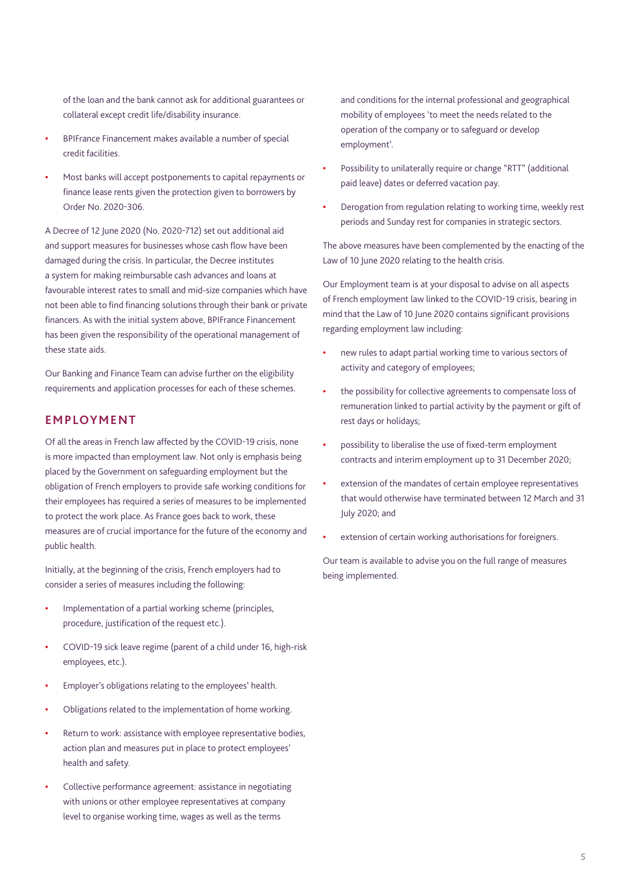of the loan and the bank cannot ask for additional guarantees or collateral except credit life/disability insurance.

- BPIFrance Financement makes available a number of special credit facilities.
- Most banks will accept postponements to capital repayments or finance lease rents given the protection given to borrowers by Order No. 2020-306.

A Decree of 12 June 2020 (No. 2020-712) set out additional aid and support measures for businesses whose cash flow have been damaged during the crisis. In particular, the Decree institutes a system for making reimbursable cash advances and loans at favourable interest rates to small and mid-size companies which have not been able to find financing solutions through their bank or private financers. As with the initial system above, BPIFrance Financement has been given the responsibility of the operational management of these state aids.

Our Banking and Finance Team can advise further on the eligibility requirements and application processes for each of these schemes.

## EMPLOYMENT

Of all the areas in French law affected by the COVID-19 crisis, none is more impacted than employment law. Not only is emphasis being placed by the Government on safeguarding employment but the obligation of French employers to provide safe working conditions for their employees has required a series of measures to be implemented to protect the work place. As France goes back to work, these measures are of crucial importance for the future of the economy and public health.

Initially, at the beginning of the crisis, French employers had to consider a series of measures including the following:

- Implementation of a partial working scheme (principles, procedure, justification of the request etc.).
- COVID-19 sick leave regime (parent of a child under 16, high-risk employees, etc.).
- Employer's obligations relating to the employees' health.
- Obligations related to the implementation of home working.
- Return to work: assistance with employee representative bodies, action plan and measures put in place to protect employees' health and safety.
- Collective performance agreement: assistance in negotiating with unions or other employee representatives at company level to organise working time, wages as well as the terms and conditions for the internal professional and geographical mobility of employees 'to meet the needs related to the operation of the company or to safeguard or develop employment'.
- Possibility to unilaterally require or change "RTT" (additional paid leave) dates or deferred vacation pay.
- Derogation from regulation relating to working time, weekly rest periods and Sunday rest for companies in strategic sectors.

The above measures have been complemented by the enacting of the Law of 10 June 2020 relating to the health crisis.

Our Employment team is at your disposal to advise on all aspects of French employment law linked to the COVID-19 crisis, bearing in mind that the Law of 10 June 2020 contains significant provisions regarding employment law including:

- new rules to adapt partial working time to various sectors of activity and category of employees;
- the possibility for collective agreements to compensate loss of remuneration linked to partial activity by the payment or gift of rest days or holidays;
- possibility to liberalise the use of fixed-term employment contracts and interim employment up to 31 December 2020;
- extension of the mandates of certain employee representatives that would otherwise have terminated between 12 March and 31 July 2020; and
- extension of certain working authorisations for foreigners.

Our team is available to advise you on the full range of measures being implemented.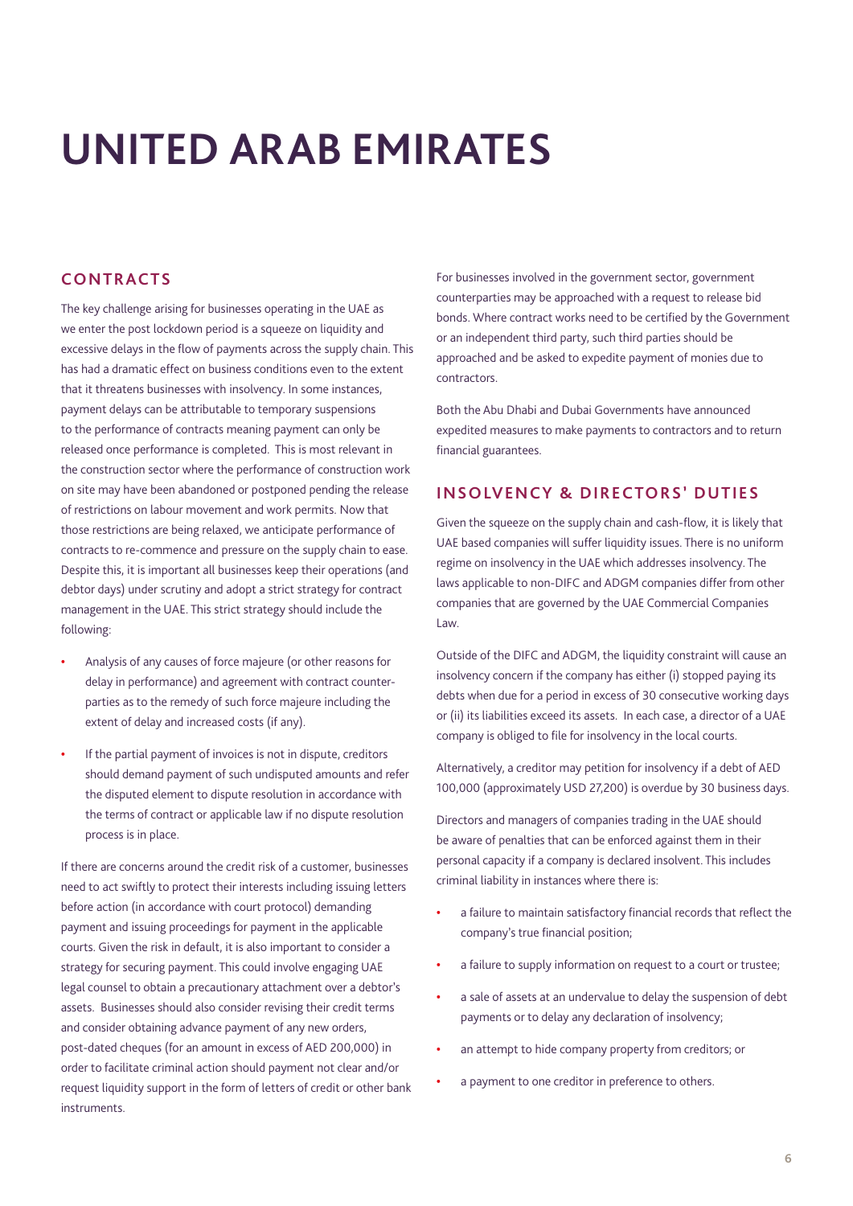# UNITED ARAB EMIRATES

## CONTRACTS

The key challenge arising for businesses operating in the UAE as we enter the post lockdown period is a squeeze on liquidity and excessive delays in the flow of payments across the supply chain. This has had a dramatic effect on business conditions even to the extent that it threatens businesses with insolvency. In some instances, payment delays can be attributable to temporary suspensions to the performance of contracts meaning payment can only be released once performance is completed. This is most relevant in the construction sector where the performance of construction work on site may have been abandoned or postponed pending the release of restrictions on labour movement and work permits. Now that those restrictions are being relaxed, we anticipate performance of contracts to re-commence and pressure on the supply chain to ease. Despite this, it is important all businesses keep their operations (and debtor days) under scrutiny and adopt a strict strategy for contract management in the UAE. This strict strategy should include the following:

- Analysis of any causes of force majeure (or other reasons for delay in performance) and agreement with contract counter-parties as to the remedy of such force majeure including the extent of delay and increased costs (if any).
- If the partial payment of invoices is not in dispute, creditors should demand payment of such undisputed amounts and refer the disputed element to dispute resolution in accordance with the terms of contract or applicable law if no dispute resolution process is in place.

If there are concerns around the credit risk of a customer, businesses need to act swiftly to protect their interests including issuing letters before action (in accordance with court protocol) demanding payment and issuing proceedings for payment in the applicable courts. Given the risk in default, it is also important to consider a strategy for securing payment. This could involve engaging UAE legal counsel to obtain a precautionary attachment over a debtor's assets. Businesses should also consider revising their credit terms and consider obtaining advance payment of any new orders, post-dated cheques (for an amount in excess of AED 200,000) in order to facilitate criminal action should payment not clear and/or request liquidity support in the form of letters of credit or other bank instruments.

For businesses involved in the government sector, government counterparties may be approached with a request to release bid bonds. Where contract works need to be certified by the Government or an independent third party, such third parties should be approached and be asked to expedite payment of monies due to contractors.

Both the Abu Dhabi and Dubai Governments have announced expedited measures to make payments to contractors and to return financial guarantees.

## INSOLVENCY & DIRECTORS' DUTIES

Given the squeeze on the supply chain and cash-flow, it is likely that UAE based companies will suffer liquidity issues. There is no uniform regime on insolvency in the UAE which addresses insolvency. The laws applicable to non-DIFC and ADGM companies differ from other companies that are governed by the UAE Commercial Companies Law.

Outside of the DIFC and ADGM, the liquidity constraint will cause an insolvency concern if the company has either (i) stopped paying its debts when due for a period in excess of 30 consecutive working days or (ii) its liabilities exceed its assets. In each case, a director of a UAE company is obliged to file for insolvency in the local courts.

Alternatively, a creditor may petition for insolvency if a debt of AED 100,000 (approximately USD 27,200) is overdue by 30 business days.

Directors and managers of companies trading in the UAE should be aware of penalties that can be enforced against them in their personal capacity if a company is declared insolvent. This includes criminal liability in instances where there is:

- a failure to maintain satisfactory financial records that reflect the company's true financial position;
- a failure to supply information on request to a court or trustee;
- a sale of assets at an undervalue to delay the suspension of debt payments or to delay any declaration of insolvency;
- an attempt to hide company property from creditors; or
- a payment to one creditor in preference to others.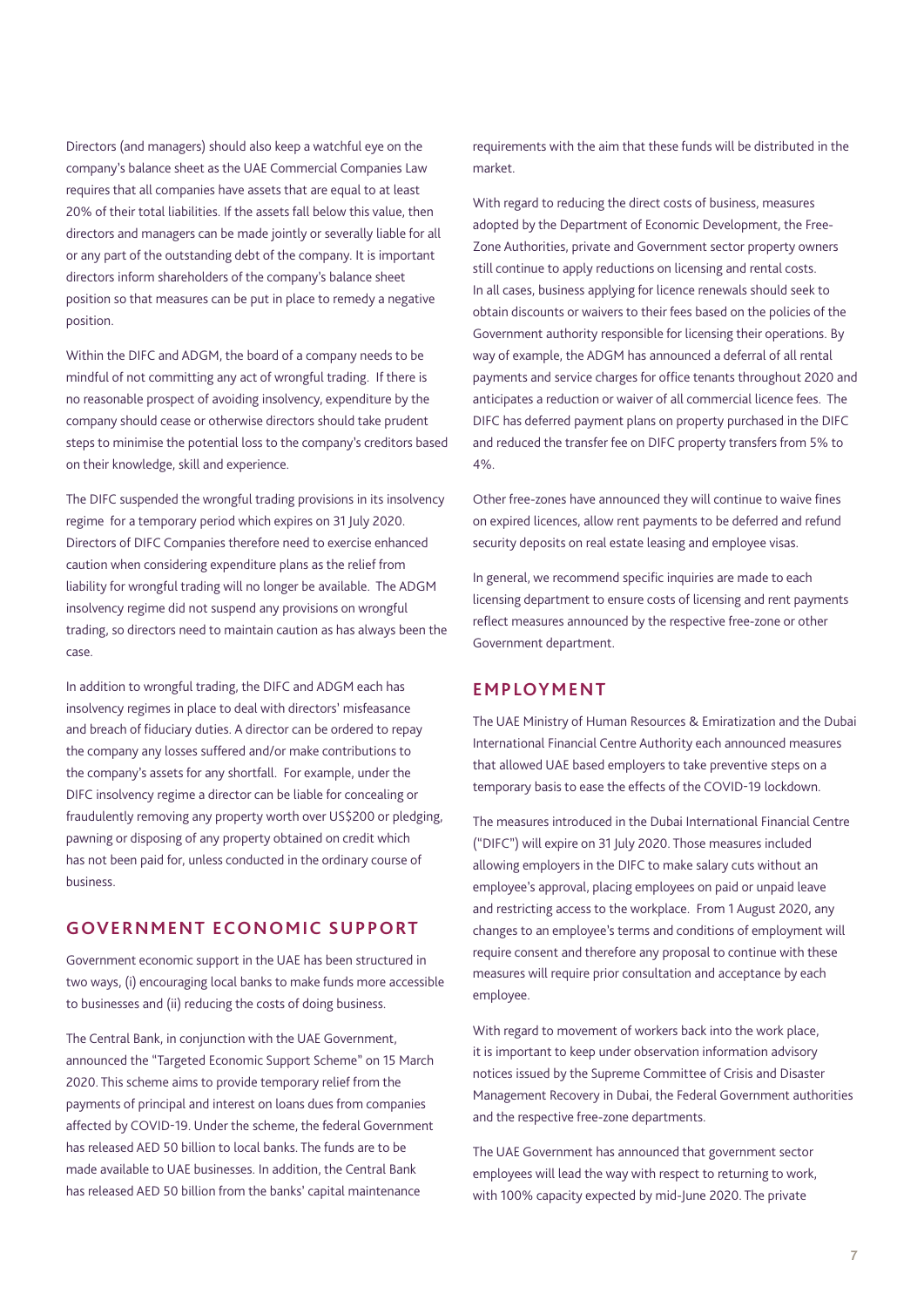Directors (and managers) should also keep a watchful eye on the company's balance sheet as the UAE Commercial Companies Law requires that all companies have assets that are equal to at least 20% of their total liabilities. If the assets fall below this value, then directors and managers can be made jointly or severally liable for all or any part of the outstanding debt of the company. It is important directors inform shareholders of the company's balance sheet position so that measures can be put in place to remedy a negative position.

Within the DIFC and ADGM, the board of a company needs to be mindful of not committing any act of wrongful trading. If there is no reasonable prospect of avoiding insolvency, expenditure by the company should cease or otherwise directors should take prudent steps to minimise the potential loss to the company's creditors based on their knowledge, skill and experience.

The DIFC suspended the wrongful trading provisions in its insolvency regime for a temporary period which expires on 31 July 2020. Directors of DIFC Companies therefore need to exercise enhanced caution when considering expenditure plans as the relief from liability for wrongful trading will no longer be available. The ADGM insolvency regime did not suspend any provisions on wrongful trading, so directors need to maintain caution as has always been the case.

In addition to wrongful trading, the DIFC and ADGM each has insolvency regimes in place to deal with directors' misfeasance and breach of fiduciary duties. A director can be ordered to repay the company any losses suffered and/or make contributions to the company's assets for any shortfall. For example, under the DIFC insolvency regime a director can be liable for concealing or fraudulently removing any property worth over US$200 or pledging, pawning or disposing of any property obtained on credit which has not been paid for, unless conducted in the ordinary course of business.

## GOVERNMENT ECONOMIC SUPPORT

Government economic support in the UAE has been structured in two ways, (i) encouraging local banks to make funds more accessible to businesses and (ii) reducing the costs of doing business.

The Central Bank, in conjunction with the UAE Government, announced the "Targeted Economic Support Scheme" on 15 March 2020. This scheme aims to provide temporary relief from the payments of principal and interest on loans dues from companies affected by COVID-19. Under the scheme, the federal Government has released AED 50 billion to local banks. The funds are to be made available to UAE businesses. In addition, the Central Bank has released AED 50 billion from the banks' capital maintenance requirements with the aim that these funds will be distributed in the market.

With regard to reducing the direct costs of business, measures adopted by the Department of Economic Development, the Free-Zone Authorities, private and Government sector property owners still continue to apply reductions on licensing and rental costs. In all cases, business applying for licence renewals should seek to obtain discounts or waivers to their fees based on the policies of the Government authority responsible for licensing their operations. By way of example, the ADGM has announced a deferral of all rental payments and service charges for office tenants throughout 2020 and anticipates a reduction or waiver of all commercial licence fees. The DIFC has deferred payment plans on property purchased in the DIFC and reduced the transfer fee on DIFC property transfers from 5% to 4%.

Other free-zones have announced they will continue to waive fines on expired licences, allow rent payments to be deferred and refund security deposits on real estate leasing and employee visas.

In general, we recommend specific inquiries are made to each licensing department to ensure costs of licensing and rent payments reflect measures announced by the respective free-zone or other Government department.

## EMPLOYMENT

The UAE Ministry of Human Resources & Emiratization and the Dubai International Financial Centre Authority each announced measures that allowed UAE based employers to take preventive steps on a temporary basis to ease the effects of the COVID-19 lockdown.

The measures introduced in the Dubai International Financial Centre ("DIFC") will expire on 31 July 2020. Those measures included allowing employers in the DIFC to make salary cuts without an employee's approval, placing employees on paid or unpaid leave and restricting access to the workplace. From 1 August 2020, any changes to an employee's terms and conditions of employment will require consent and therefore any proposal to continue with these measures will require prior consultation and acceptance by each employee.

With regard to movement of workers back into the work place, it is important to keep under observation information advisory notices issued by the Supreme Committee of Crisis and Disaster Management Recovery in Dubai, the Federal Government authorities and the respective free-zone departments.

The UAE Government has announced that government sector employees will lead the way with respect to returning to work, with 100% capacity expected by mid-June 2020. The private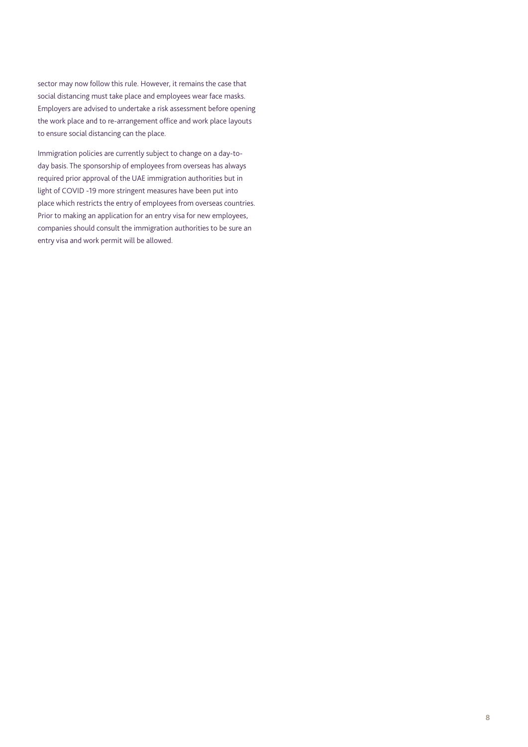sector may now follow this rule. However, it remains the case that social distancing must take place and employees wear face masks. Employers are advised to undertake a risk assessment before opening the work place and to re-arrangement office and work place layouts to ensure social distancing can the place.

Immigration policies are currently subject to change on a day-to-day basis. The sponsorship of employees from overseas has always required prior approval of the UAE immigration authorities but in light of COVID -19 more stringent measures have been put into place which restricts the entry of employees from overseas countries. Prior to making an application for an entry visa for new employees, companies should consult the immigration authorities to be sure an entry visa and work permit will be allowed.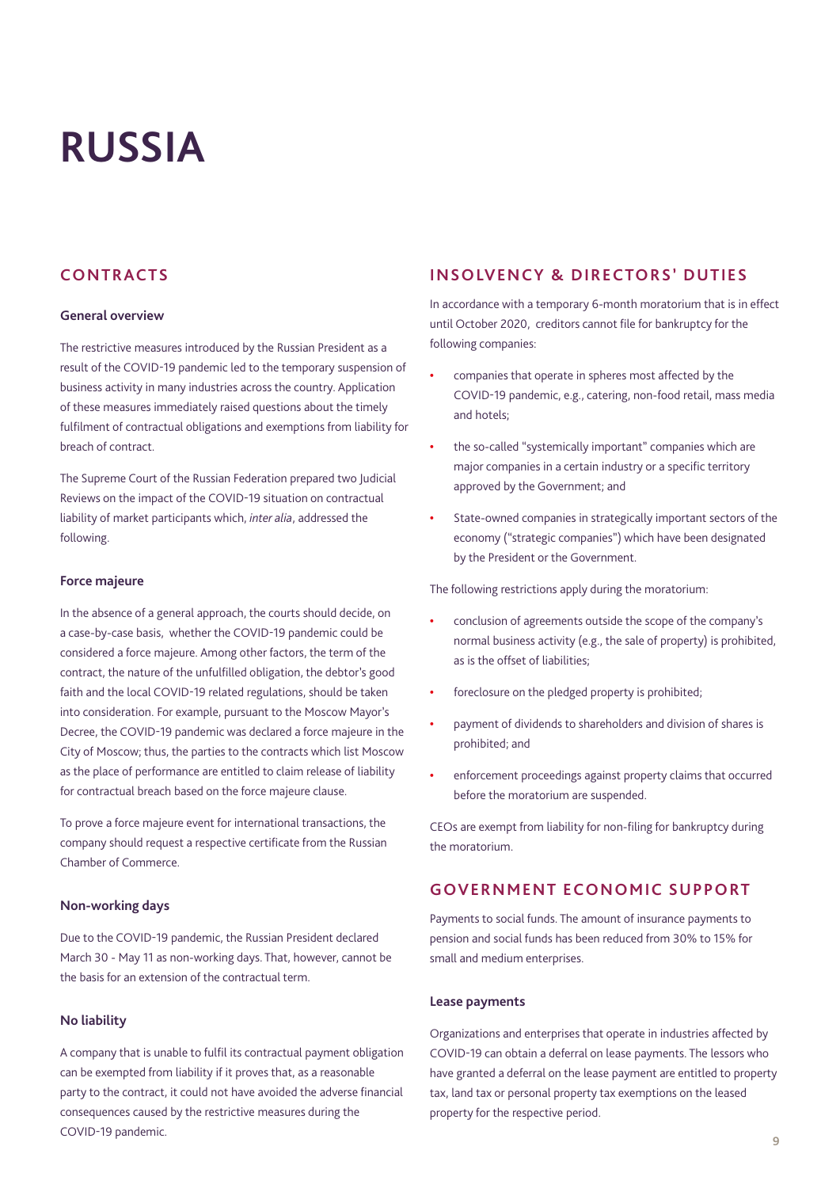# RUSSIA

## CONTRACTS

### General overview

The restrictive measures introduced by the Russian President as a result of the COVID-19 pandemic led to the temporary suspension of business activity in many industries across the country. Application of these measures immediately raised questions about the timely fulfilment of contractual obligations and exemptions from liability for breach of contract.

The Supreme Court of the Russian Federation prepared two Judicial Reviews on the impact of the COVID-19 situation on contractual liability of market participants which, *inter alia*, addressed the following.

### Force majeure

In the absence of a general approach, the courts should decide, on a case-by-case basis, whether the COVID-19 pandemic could be considered a force majeure. Among other factors, the term of the contract, the nature of the unfulfilled obligation, the debtor's good faith and the local COVID-19 related regulations, should be taken into consideration. For example, pursuant to the Moscow Mayor's Decree, the COVID-19 pandemic was declared a force majeure in the City of Moscow; thus, the parties to the contracts which list Moscow as the place of performance are entitled to claim release of liability for contractual breach based on the force majeure clause.

To prove a force majeure event for international transactions, the company should request a respective certificate from the Russian Chamber of Commerce.

### Non-working days

Due to the COVID-19 pandemic, the Russian President declared March 30 - May 11 as non-working days. That, however, cannot be the basis for an extension of the contractual term.

### No liability

A company that is unable to fulfil its contractual payment obligation can be exempted from liability if it proves that, as a reasonable party to the contract, it could not have avoided the adverse financial consequences caused by the restrictive measures during the COVID-19 pandemic.

## INSOLVENCY & DIRECTORS' DUTIES

In accordance with a temporary 6-month moratorium that is in effect until October 2020, creditors cannot file for bankruptcy for the following companies:

- companies that operate in spheres most affected by the COVID-19 pandemic, e.g., catering, non-food retail, mass media and hotels;
- the so-called "systemically important" companies which are major companies in a certain industry or a specific territory approved by the Government; and
- State-owned companies in strategically important sectors of the economy ("strategic companies") which have been designated by the President or the Government.

The following restrictions apply during the moratorium:

- conclusion of agreements outside the scope of the company's normal business activity (e.g., the sale of property) is prohibited, as is the offset of liabilities;
- foreclosure on the pledged property is prohibited;
- payment of dividends to shareholders and division of shares is prohibited; and
- enforcement proceedings against property claims that occurred before the moratorium are suspended.

CEOs are exempt from liability for non-filing for bankruptcy during the moratorium.

## GOVERNMENT ECONOMIC SUPPORT

Payments to social funds. The amount of insurance payments to pension and social funds has been reduced from 30% to 15% for small and medium enterprises.

### Lease payments

Organizations and enterprises that operate in industries affected by COVID-19 can obtain a deferral on lease payments. The lessors who have granted a deferral on the lease payment are entitled to property tax, land tax or personal property tax exemptions on the leased property for the respective period.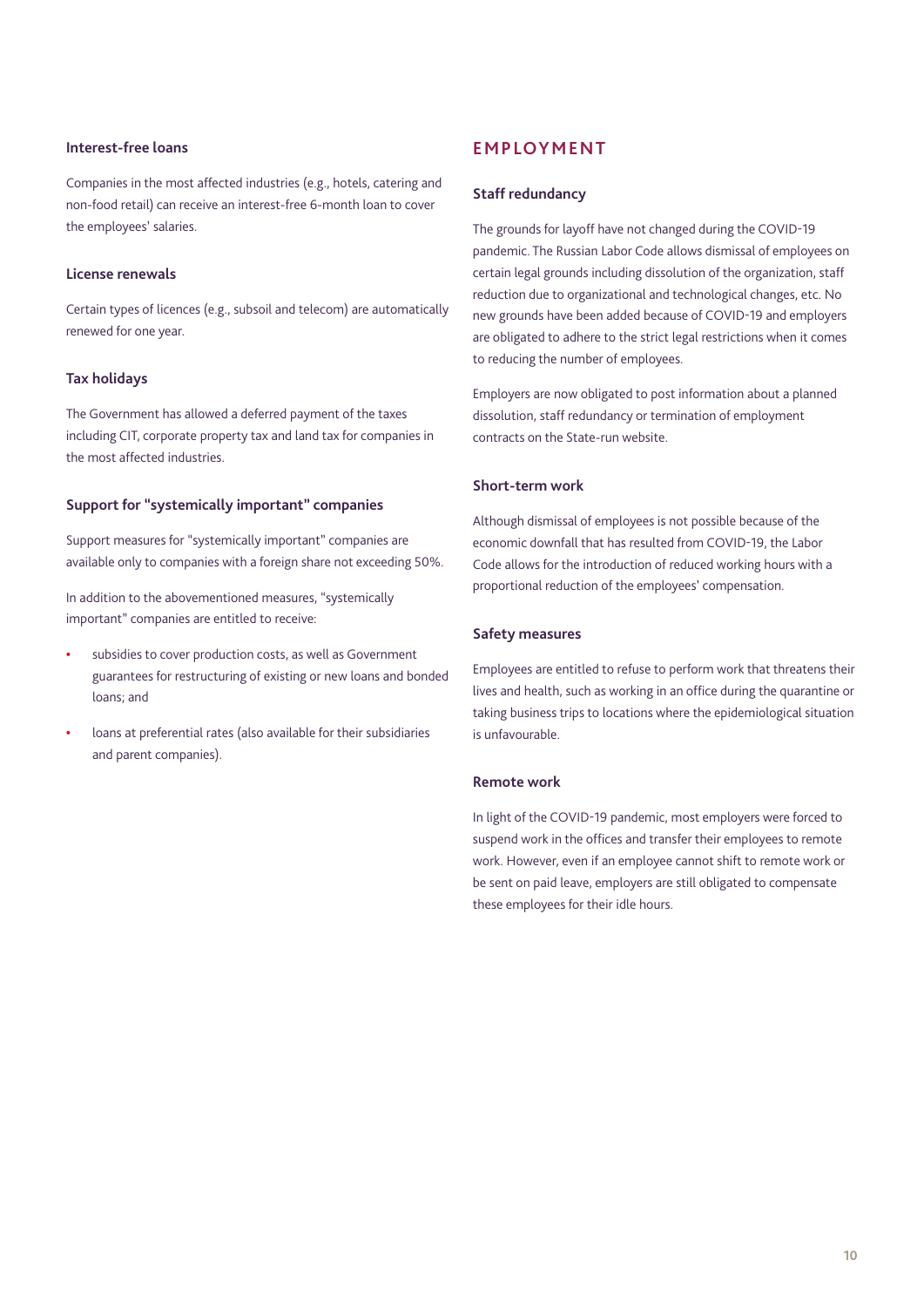### Interest-free loans

Companies in the most affected industries (e.g., hotels, catering and non-food retail) can receive an interest-free 6-month loan to cover the employees' salaries.

### License renewals

Certain types of licences (e.g., subsoil and telecom) are automatically renewed for one year.

### Tax holidays

The Government has allowed a deferred payment of the taxes including CIT, corporate property tax and land tax for companies in the most affected industries.

### Support for "systemically important" companies

Support measures for "systemically important" companies are available only to companies with a foreign share not exceeding 50%.

In addition to the abovementioned measures, "systemically important" companies are entitled to receive:

- subsidies to cover production costs, as well as Government guarantees for restructuring of existing or new loans and bonded loans; and
- loans at preferential rates (also available for their subsidiaries and parent companies).

## EMPLOYMENT

### Staff redundancy

The grounds for layoff have not changed during the COVID-19 pandemic. The Russian Labor Code allows dismissal of employees on certain legal grounds including dissolution of the organization, staff reduction due to organizational and technological changes, etc. No new grounds have been added because of COVID-19 and employers are obligated to adhere to the strict legal restrictions when it comes to reducing the number of employees.

Employers are now obligated to post information about a planned dissolution, staff redundancy or termination of employment contracts on the State-run website.

### Short-term work

Although dismissal of employees is not possible because of the economic downfall that has resulted from COVID-19, the Labor Code allows for the introduction of reduced working hours with a proportional reduction of the employees' compensation.

### Safety measures

Employees are entitled to refuse to perform work that threatens their lives and health, such as working in an office during the quarantine or taking business trips to locations where the epidemiological situation is unfavourable.

### Remote work

In light of the COVID-19 pandemic, most employers were forced to suspend work in the offices and transfer their employees to remote work. However, even if an employee cannot shift to remote work or be sent on paid leave, employers are still obligated to compensate these employees for their idle hours.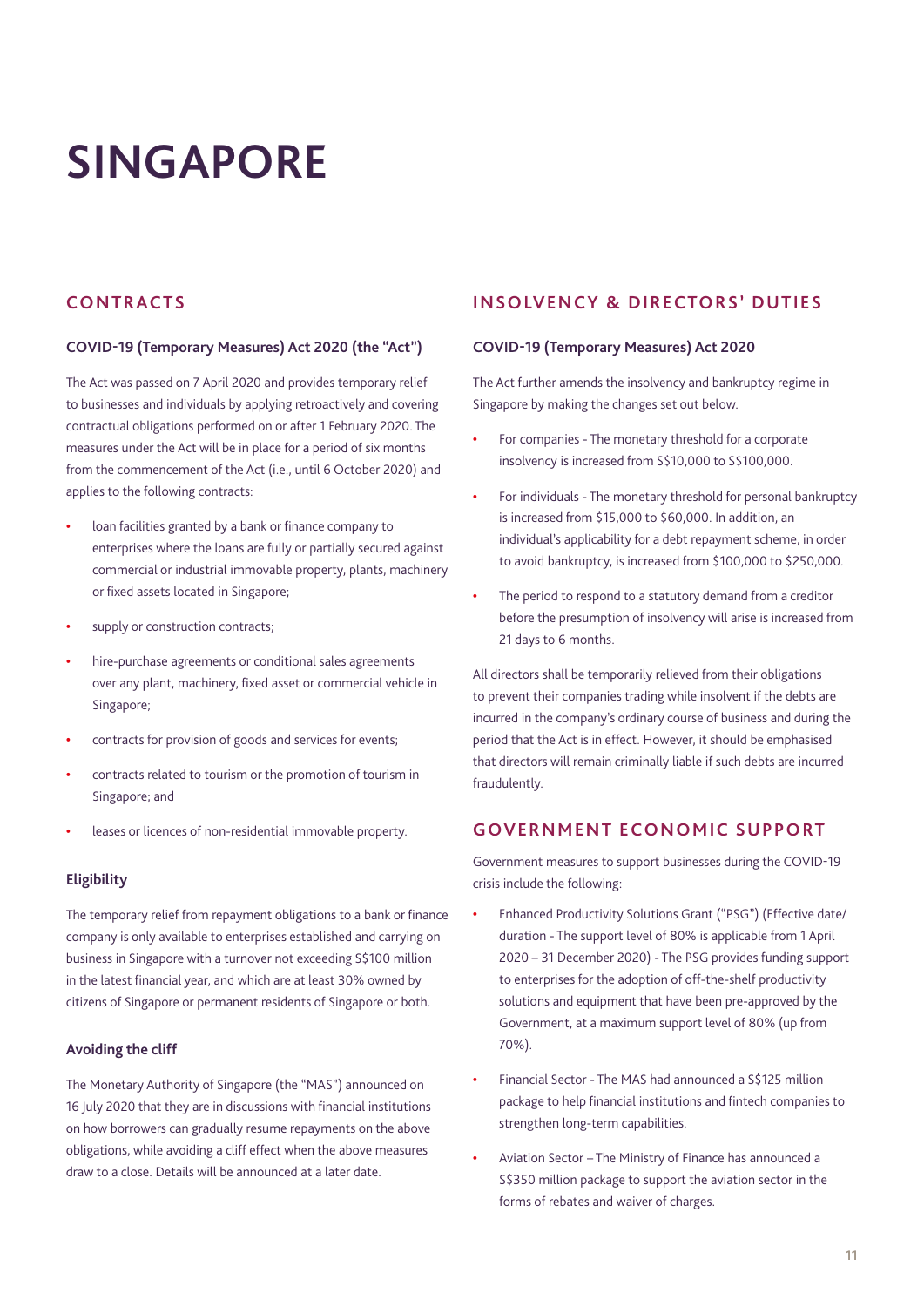# SINGAPORE

## CONTRACTS

### COVID-19 (Temporary Measures) Act 2020 (the "Act")

The Act was passed on 7 April 2020 and provides temporary relief to businesses and individuals by applying retroactively and covering contractual obligations performed on or after 1 February 2020. The measures under the Act will be in place for a period of six months from the commencement of the Act (i.e., until 6 October 2020) and applies to the following contracts:

- loan facilities granted by a bank or finance company to enterprises where the loans are fully or partially secured against commercial or industrial immovable property, plants, machinery or fixed assets located in Singapore;
- supply or construction contracts;
- hire-purchase agreements or conditional sales agreements over any plant, machinery, fixed asset or commercial vehicle in Singapore;
- contracts for provision of goods and services for events;
- contracts related to tourism or the promotion of tourism in Singapore; and
- leases or licences of non-residential immovable property.

### Eligibility

The temporary relief from repayment obligations to a bank or finance company is only available to enterprises established and carrying on business in Singapore with a turnover not exceeding S$100 million in the latest financial year, and which are at least 30% owned by citizens of Singapore or permanent residents of Singapore or both.

### Avoiding the cliff

The Monetary Authority of Singapore (the "MAS") announced on 16 July 2020 that they are in discussions with financial institutions on how borrowers can gradually resume repayments on the above obligations, while avoiding a cliff effect when the above measures draw to a close. Details will be announced at a later date.

## INSOLVENCY & DIRECTORS' DUTIES

### COVID-19 (Temporary Measures) Act 2020

The Act further amends the insolvency and bankruptcy regime in Singapore by making the changes set out below.

- For companies - The monetary threshold for a corporate insolvency is increased from S$10,000 to S$100,000.
- For individuals - The monetary threshold for personal bankruptcy is increased from $15,000 to $60,000. In addition, an individual's applicability for a debt repayment scheme, in order to avoid bankruptcy, is increased from $100,000 to $250,000.
- The period to respond to a statutory demand from a creditor before the presumption of insolvency will arise is increased from 21 days to 6 months.

All directors shall be temporarily relieved from their obligations to prevent their companies trading while insolvent if the debts are incurred in the company's ordinary course of business and during the period that the Act is in effect. However, it should be emphasised that directors will remain criminally liable if such debts are incurred fraudulently.

## GOVERNMENT ECONOMIC SUPPORT

Government measures to support businesses during the COVID-19 crisis include the following:

- Enhanced Productivity Solutions Grant ("PSG") (Effective date/ duration - The support level of 80% is applicable from 1 April 2020 – 31 December 2020) - The PSG provides funding support to enterprises for the adoption of off-the-shelf productivity solutions and equipment that have been pre-approved by the Government, at a maximum support level of 80% (up from 70%).
- Financial Sector - The MAS had announced a S$125 million package to help financial institutions and fintech companies to strengthen long-term capabilities.
- Aviation Sector – The Ministry of Finance has announced a S$350 million package to support the aviation sector in the forms of rebates and waiver of charges.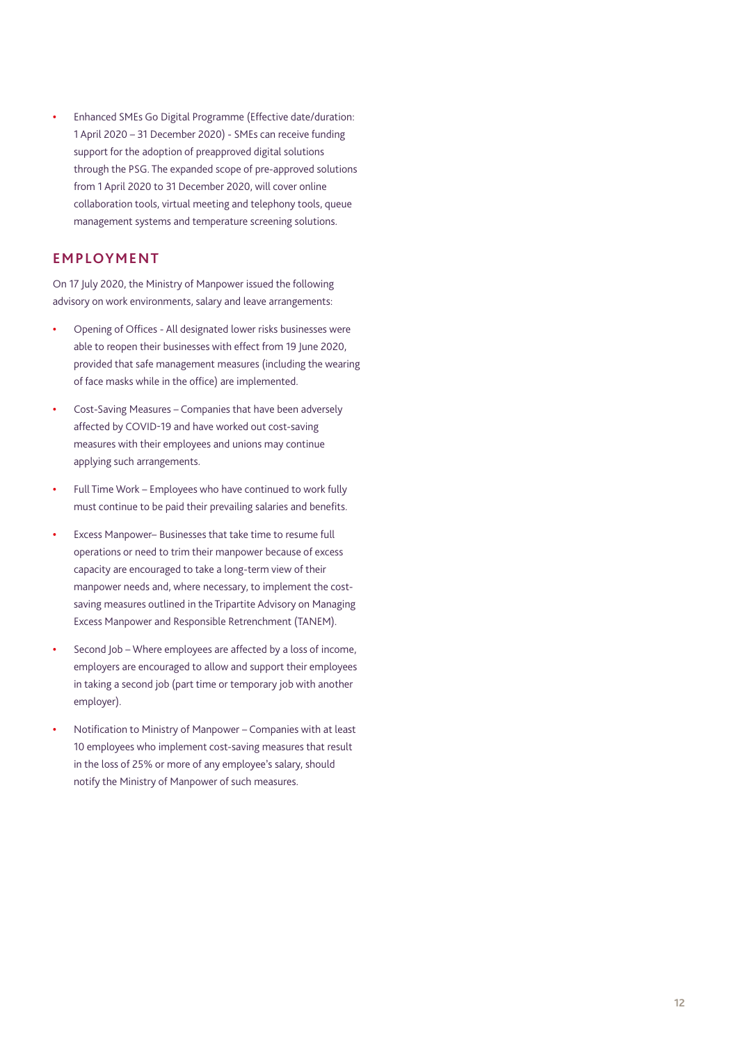- Enhanced SMEs Go Digital Programme (Effective date/duration: 1 April 2020 – 31 December 2020) - SMEs can receive funding support for the adoption of preapproved digital solutions through the PSG. The expanded scope of pre-approved solutions from 1 April 2020 to 31 December 2020, will cover online collaboration tools, virtual meeting and telephony tools, queue management systems and temperature screening solutions.

## EMPLOYMENT

On 17 July 2020, the Ministry of Manpower issued the following advisory on work environments, salary and leave arrangements:

- Opening of Offices - All designated lower risks businesses were able to reopen their businesses with effect from 19 June 2020, provided that safe management measures (including the wearing of face masks while in the office) are implemented.
- Cost-Saving Measures – Companies that have been adversely affected by COVID-19 and have worked out cost-saving measures with their employees and unions may continue applying such arrangements.
- Full Time Work – Employees who have continued to work fully must continue to be paid their prevailing salaries and benefits.
- Excess Manpower– Businesses that take time to resume full operations or need to trim their manpower because of excess capacity are encouraged to take a long-term view of their manpower needs and, where necessary, to implement the cost-saving measures outlined in the Tripartite Advisory on Managing Excess Manpower and Responsible Retrenchment (TANEM).
- Second Job – Where employees are affected by a loss of income, employers are encouraged to allow and support their employees in taking a second job (part time or temporary job with another employer).
- Notification to Ministry of Manpower – Companies with at least 10 employees who implement cost-saving measures that result in the loss of 25% or more of any employee's salary, should notify the Ministry of Manpower of such measures.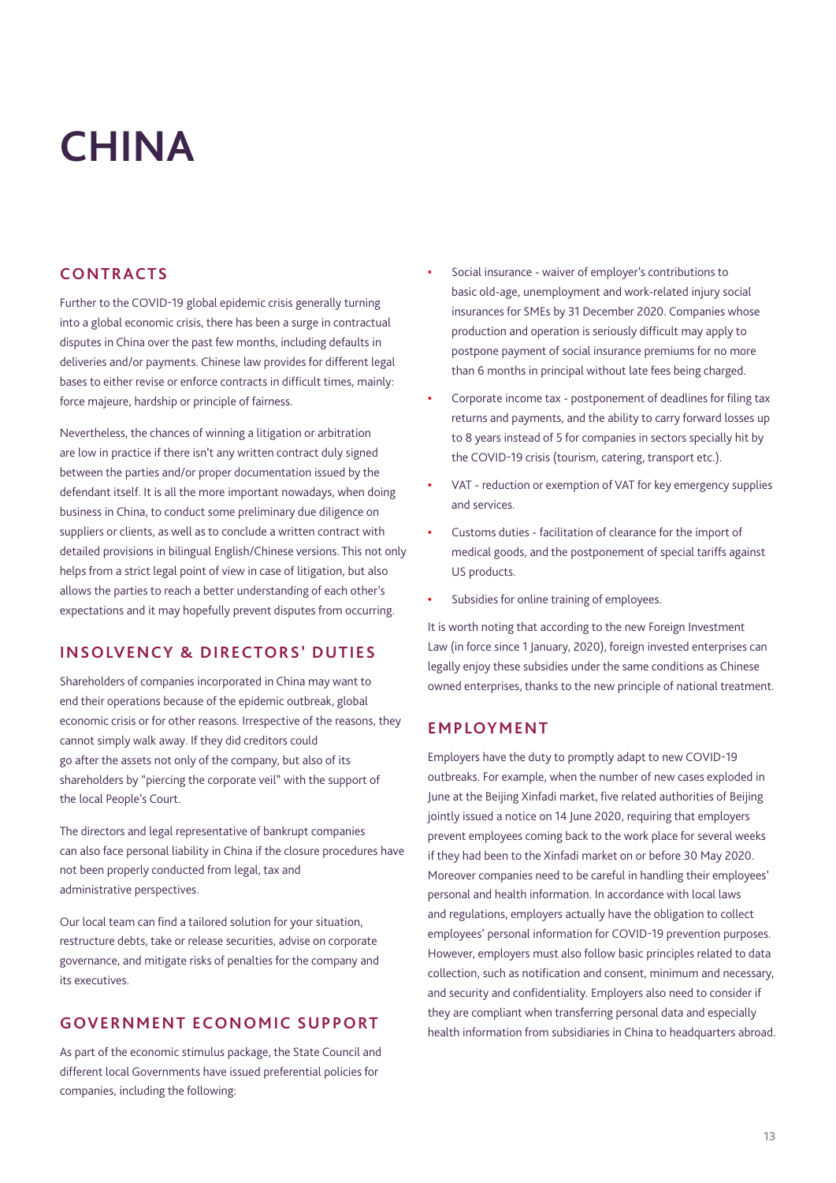# CHINA

## CONTRACTS

Further to the COVID-19 global epidemic crisis generally turning into a global economic crisis, there has been a surge in contractual disputes in China over the past few months, including defaults in deliveries and/or payments. Chinese law provides for different legal bases to either revise or enforce contracts in difficult times, mainly: force majeure, hardship or principle of fairness.

Nevertheless, the chances of winning a litigation or arbitration are low in practice if there isn't any written contract duly signed between the parties and/or proper documentation issued by the defendant itself. It is all the more important nowadays, when doing business in China, to conduct some preliminary due diligence on suppliers or clients, as well as to conclude a written contract with detailed provisions in bilingual English/Chinese versions. This not only helps from a strict legal point of view in case of litigation, but also allows the parties to reach a better understanding of each other's expectations and it may hopefully prevent disputes from occurring.

## INSOLVENCY & DIRECTORS' DUTIES

Shareholders of companies incorporated in China may want to end their operations because of the epidemic outbreak, global economic crisis or for other reasons. Irrespective of the reasons, they cannot simply walk away. If they did creditors could go after the assets not only of the company, but also of its shareholders by "piercing the corporate veil" with the support of the local People's Court.

The directors and legal representative of bankrupt companies can also face personal liability in China if the closure procedures have not been properly conducted from legal, tax and administrative perspectives.

Our local team can find a tailored solution for your situation, restructure debts, take or release securities, advise on corporate governance, and mitigate risks of penalties for the company and its executives.

## GOVERNMENT ECONOMIC SUPPORT

As part of the economic stimulus package, the State Council and different local Governments have issued preferential policies for companies, including the following:

- Social insurance - waiver of employer's contributions to basic old-age, unemployment and work-related injury social insurances for SMEs by 31 December 2020. Companies whose production and operation is seriously difficult may apply to postpone payment of social insurance premiums for no more than 6 months in principal without late fees being charged.
- Corporate income tax - postponement of deadlines for filing tax returns and payments, and the ability to carry forward losses up to 8 years instead of 5 for companies in sectors specially hit by the COVID-19 crisis (tourism, catering, transport etc.).
- VAT - reduction or exemption of VAT for key emergency supplies and services.
- Customs duties - facilitation of clearance for the import of medical goods, and the postponement of special tariffs against US products.
- Subsidies for online training of employees.

It is worth noting that according to the new Foreign Investment Law (in force since 1 January, 2020), foreign invested enterprises can legally enjoy these subsidies under the same conditions as Chinese owned enterprises, thanks to the new principle of national treatment.

## EMPLOYMENT

Employers have the duty to promptly adapt to new COVID-19 outbreaks. For example, when the number of new cases exploded in June at the Beijing Xinfadi market, five related authorities of Beijing jointly issued a notice on 14 June 2020, requiring that employers prevent employees coming back to the work place for several weeks if they had been to the Xinfadi market on or before 30 May 2020. Moreover companies need to be careful in handling their employees' personal and health information. In accordance with local laws and regulations, employers actually have the obligation to collect employees' personal information for COVID-19 prevention purposes. However, employers must also follow basic principles related to data collection, such as notification and consent, minimum and necessary, and security and confidentiality. Employers also need to consider if they are compliant when transferring personal data and especially health information from subsidiaries in China to headquarters abroad.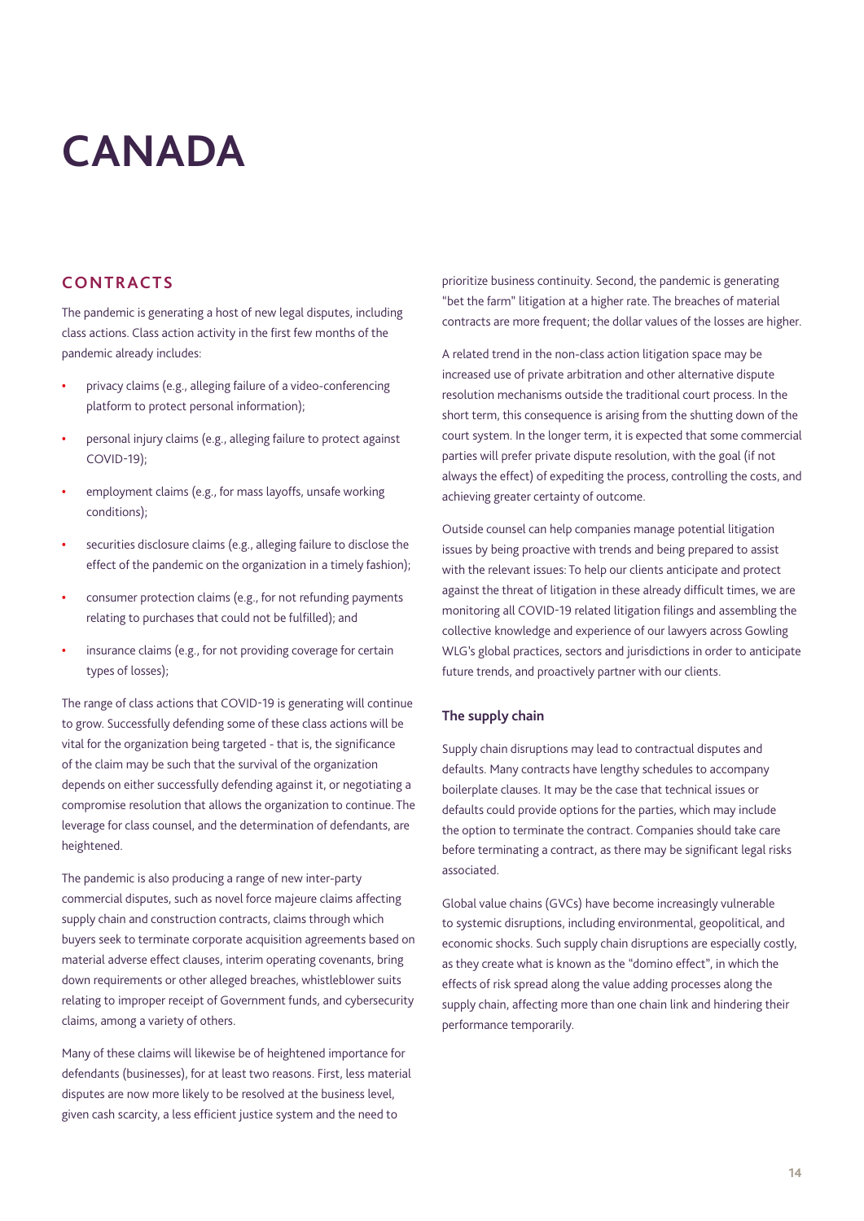# CANADA

## CONTRACTS

The pandemic is generating a host of new legal disputes, including class actions. Class action activity in the first few months of the pandemic already includes:

- privacy claims (e.g., alleging failure of a video-conferencing platform to protect personal information);
- personal injury claims (e.g., alleging failure to protect against COVID-19);
- employment claims (e.g., for mass layoffs, unsafe working conditions);
- securities disclosure claims (e.g., alleging failure to disclose the effect of the pandemic on the organization in a timely fashion);
- consumer protection claims (e.g., for not refunding payments relating to purchases that could not be fulfilled); and
- insurance claims (e.g., for not providing coverage for certain types of losses);

The range of class actions that COVID-19 is generating will continue to grow. Successfully defending some of these class actions will be vital for the organization being targeted - that is, the significance of the claim may be such that the survival of the organization depends on either successfully defending against it, or negotiating a compromise resolution that allows the organization to continue. The leverage for class counsel, and the determination of defendants, are heightened.

The pandemic is also producing a range of new inter-party commercial disputes, such as novel force majeure claims affecting supply chain and construction contracts, claims through which buyers seek to terminate corporate acquisition agreements based on material adverse effect clauses, interim operating covenants, bring down requirements or other alleged breaches, whistleblower suits relating to improper receipt of Government funds, and cybersecurity claims, among a variety of others.

Many of these claims will likewise be of heightened importance for defendants (businesses), for at least two reasons. First, less material disputes are now more likely to be resolved at the business level, given cash scarcity, a less efficient justice system and the need to prioritize business continuity. Second, the pandemic is generating "bet the farm" litigation at a higher rate. The breaches of material contracts are more frequent; the dollar values of the losses are higher.

A related trend in the non-class action litigation space may be increased use of private arbitration and other alternative dispute resolution mechanisms outside the traditional court process. In the short term, this consequence is arising from the shutting down of the court system. In the longer term, it is expected that some commercial parties will prefer private dispute resolution, with the goal (if not always the effect) of expediting the process, controlling the costs, and achieving greater certainty of outcome.

Outside counsel can help companies manage potential litigation issues by being proactive with trends and being prepared to assist with the relevant issues: To help our clients anticipate and protect against the threat of litigation in these already difficult times, we are monitoring all COVID-19 related litigation filings and assembling the collective knowledge and experience of our lawyers across Gowling WLG's global practices, sectors and jurisdictions in order to anticipate future trends, and proactively partner with our clients.

### The supply chain

Supply chain disruptions may lead to contractual disputes and defaults. Many contracts have lengthy schedules to accompany boilerplate clauses. It may be the case that technical issues or defaults could provide options for the parties, which may include the option to terminate the contract. Companies should take care before terminating a contract, as there may be significant legal risks associated.

Global value chains (GVCs) have become increasingly vulnerable to systemic disruptions, including environmental, geopolitical, and economic shocks. Such supply chain disruptions are especially costly, as they create what is known as the "domino effect", in which the effects of risk spread along the value adding processes along the supply chain, affecting more than one chain link and hindering their performance temporarily.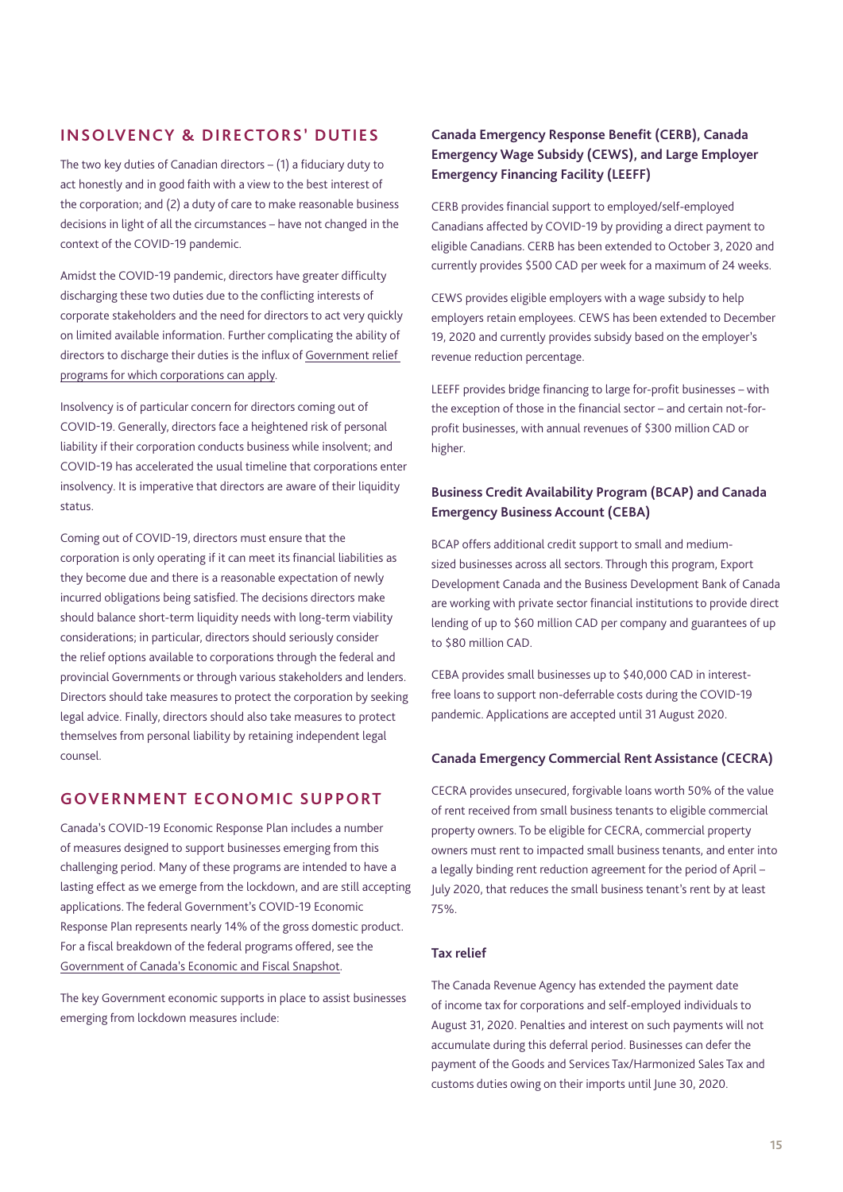## INSOLVENCY & DIRECTORS' DUTIES

The two key duties of Canadian directors – (1) a fiduciary duty to act honestly and in good faith with a view to the best interest of the corporation; and (2) a duty of care to make reasonable business decisions in light of all the circumstances – have not changed in the context of the COVID-19 pandemic.

Amidst the COVID-19 pandemic, directors have greater difficulty discharging these two duties due to the conflicting interests of corporate stakeholders and the need for directors to act very quickly on limited available information. Further complicating the ability of directors to discharge their duties is the influx of Government relief programs for which corporations can apply.

Insolvency is of particular concern for directors coming out of COVID-19. Generally, directors face a heightened risk of personal liability if their corporation conducts business while insolvent; and COVID-19 has accelerated the usual timeline that corporations enter insolvency. It is imperative that directors are aware of their liquidity status.

Coming out of COVID-19, directors must ensure that the corporation is only operating if it can meet its financial liabilities as they become due and there is a reasonable expectation of newly incurred obligations being satisfied. The decisions directors make should balance short-term liquidity needs with long-term viability considerations; in particular, directors should seriously consider the relief options available to corporations through the federal and provincial Governments or through various stakeholders and lenders. Directors should take measures to protect the corporation by seeking legal advice. Finally, directors should also take measures to protect themselves from personal liability by retaining independent legal counsel.

## GOVERNMENT ECONOMIC SUPPORT

Canada's COVID-19 Economic Response Plan includes a number of measures designed to support businesses emerging from this challenging period. Many of these programs are intended to have a lasting effect as we emerge from the lockdown, and are still accepting applications. The federal Government's COVID-19 Economic Response Plan represents nearly 14% of the gross domestic product. For a fiscal breakdown of the federal programs offered, see the Government of Canada's Economic and Fiscal Snapshot.

The key Government economic supports in place to assist businesses emerging from lockdown measures include:

### Canada Emergency Response Benefit (CERB), Canada Emergency Wage Subsidy (CEWS), and Large Employer Emergency Financing Facility (LEEFF)

CERB provides financial support to employed/self-employed Canadians affected by COVID-19 by providing a direct payment to eligible Canadians. CERB has been extended to October 3, 2020 and currently provides $500 CAD per week for a maximum of 24 weeks.

CEWS provides eligible employers with a wage subsidy to help employers retain employees. CEWS has been extended to December 19, 2020 and currently provides subsidy based on the employer's revenue reduction percentage.

LEEFF provides bridge financing to large for-profit businesses – with the exception of those in the financial sector – and certain not-for-profit businesses, with annual revenues of $300 million CAD or higher.

### Business Credit Availability Program (BCAP) and Canada Emergency Business Account (CEBA)

BCAP offers additional credit support to small and medium-sized businesses across all sectors. Through this program, Export Development Canada and the Business Development Bank of Canada are working with private sector financial institutions to provide direct lending of up to $60 million CAD per company and guarantees of up to $80 million CAD.

CEBA provides small businesses up to $40,000 CAD in interest-free loans to support non-deferrable costs during the COVID-19 pandemic. Applications are accepted until 31 August 2020.

### Canada Emergency Commercial Rent Assistance (CECRA)

CECRA provides unsecured, forgivable loans worth 50% of the value of rent received from small business tenants to eligible commercial property owners. To be eligible for CECRA, commercial property owners must rent to impacted small business tenants, and enter into a legally binding rent reduction agreement for the period of April – July 2020, that reduces the small business tenant's rent by at least 75%.

### Tax relief

The Canada Revenue Agency has extended the payment date of income tax for corporations and self-employed individuals to August 31, 2020. Penalties and interest on such payments will not accumulate during this deferral period. Businesses can defer the payment of the Goods and Services Tax/Harmonized Sales Tax and customs duties owing on their imports until June 30, 2020.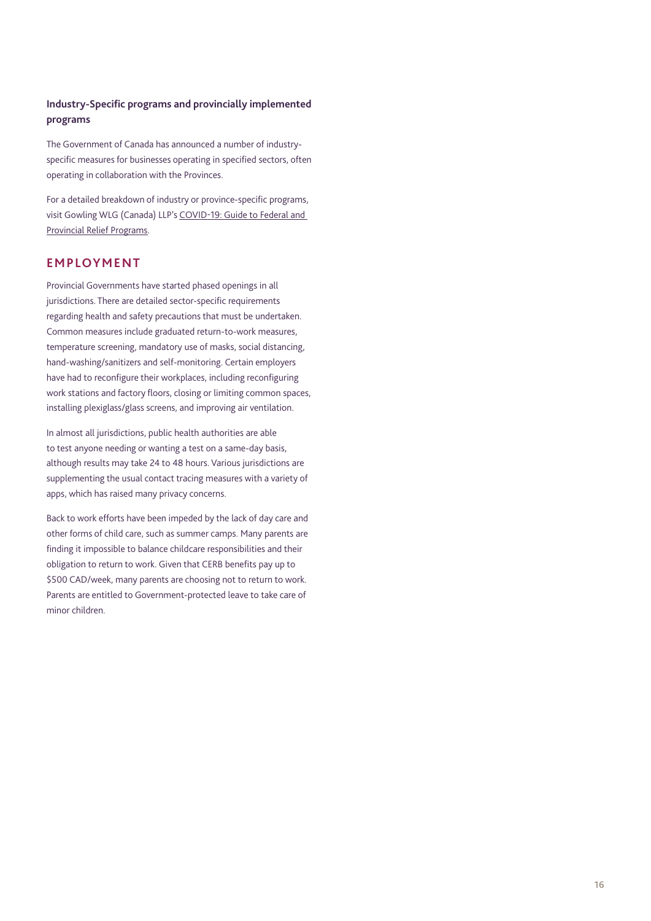### Industry-Specific programs and provincially implemented programs

The Government of Canada has announced a number of industry-specific measures for businesses operating in specified sectors, often operating in collaboration with the Provinces.

For a detailed breakdown of industry or province-specific programs, visit Gowling WLG (Canada) LLP's COVID-19: Guide to Federal and Provincial Relief Programs.

## EMPLOYMENT

Provincial Governments have started phased openings in all jurisdictions. There are detailed sector-specific requirements regarding health and safety precautions that must be undertaken. Common measures include graduated return-to-work measures, temperature screening, mandatory use of masks, social distancing, hand-washing/sanitizers and self-monitoring. Certain employers have had to reconfigure their workplaces, including reconfiguring work stations and factory floors, closing or limiting common spaces, installing plexiglass/glass screens, and improving air ventilation.

In almost all jurisdictions, public health authorities are able to test anyone needing or wanting a test on a same-day basis, although results may take 24 to 48 hours. Various jurisdictions are supplementing the usual contact tracing measures with a variety of apps, which has raised many privacy concerns.

Back to work efforts have been impeded by the lack of day care and other forms of child care, such as summer camps. Many parents are finding it impossible to balance childcare responsibilities and their obligation to return to work. Given that CERB benefits pay up to $500 CAD/week, many parents are choosing not to return to work. Parents are entitled to Government-protected leave to take care of minor children.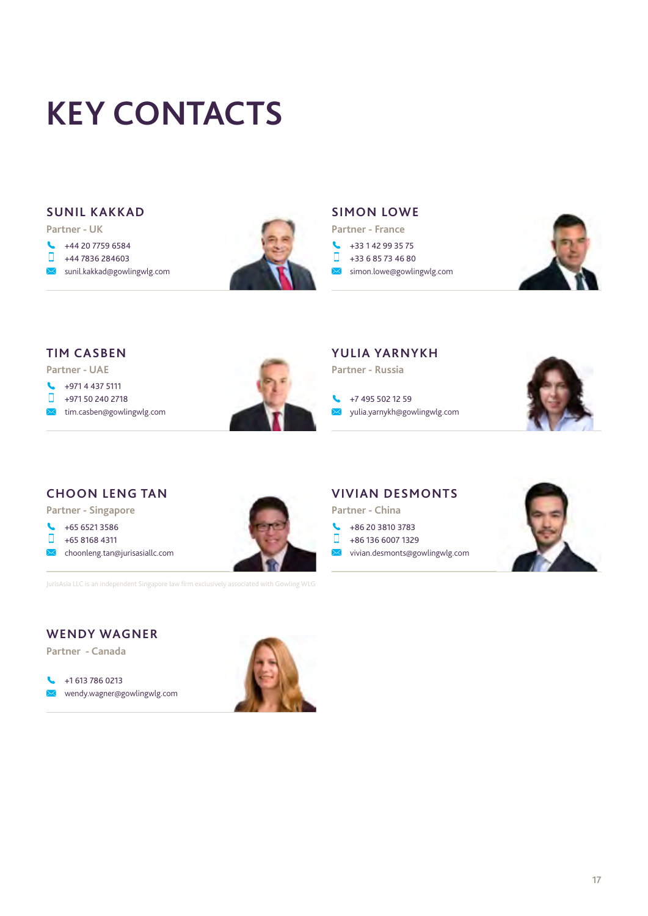# KEY CONTACTS

### SUNIL KAKKAD

Partner - UK

+44 20 7759 6584
+44 7836 284603
sunil.kakkad@gowlingwlg.com

### SIMON LOWE

Partner - France

+33 1 42 99 35 75
+33 6 85 73 46 80
simon.lowe@gowlingwlg.com

### TIM CASBEN

Partner - UAE

+971 4 437 5111
+971 50 240 2718
tim.casben@gowlingwlg.com

### YULIA YARNYKH

Partner - Russia

+7 495 502 12 59
yulia.yarnykh@gowlingwlg.com

### CHOON LENG TAN

Partner - Singapore

+65 6521 3586
+65 8168 4311
choonleng.tan@jurisasiallc.com

JurisAsia LLC is an independent Singapore law firm exclusively associated with Gowling WLG

### VIVIAN DESMONTS

Partner - China

+86 20 3810 3783
+86 136 6007 1329
vivian.desmonts@gowlingwlg.com

### WENDY WAGNER

Partner - Canada

+1 613 786 0213
wendy.wagner@gowlingwlg.com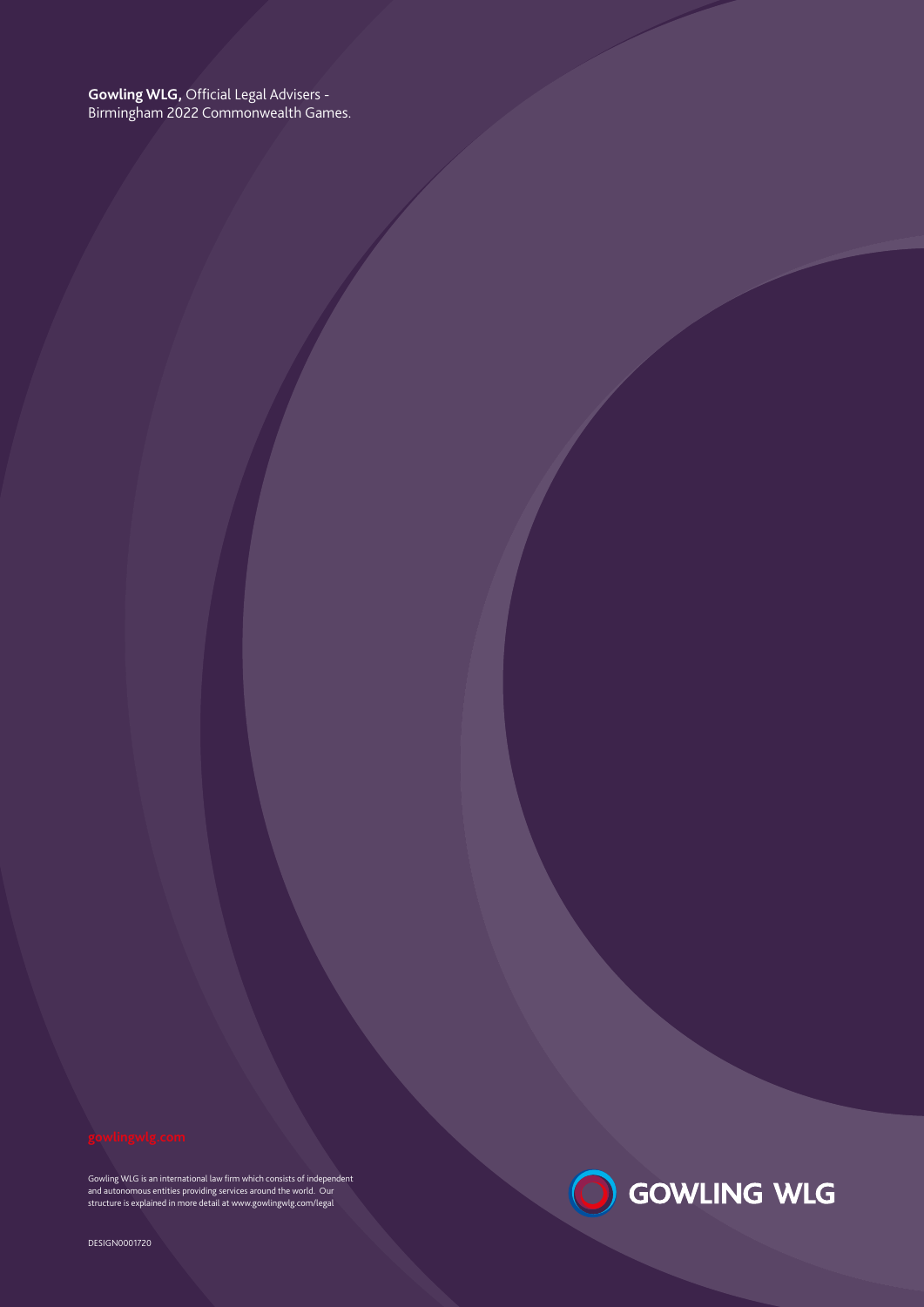**Gowling WLG,** Official Legal Advisers - Birmingham 2022 Commonwealth Games.

gowlingwlg.com

Gowling WLG is an international law firm which consists of independent and autonomous entities providing services around the world. Our structure is explained in more detail at www.gowlingwlg.com/legal

GOWLING WLG

DESIGN0001720